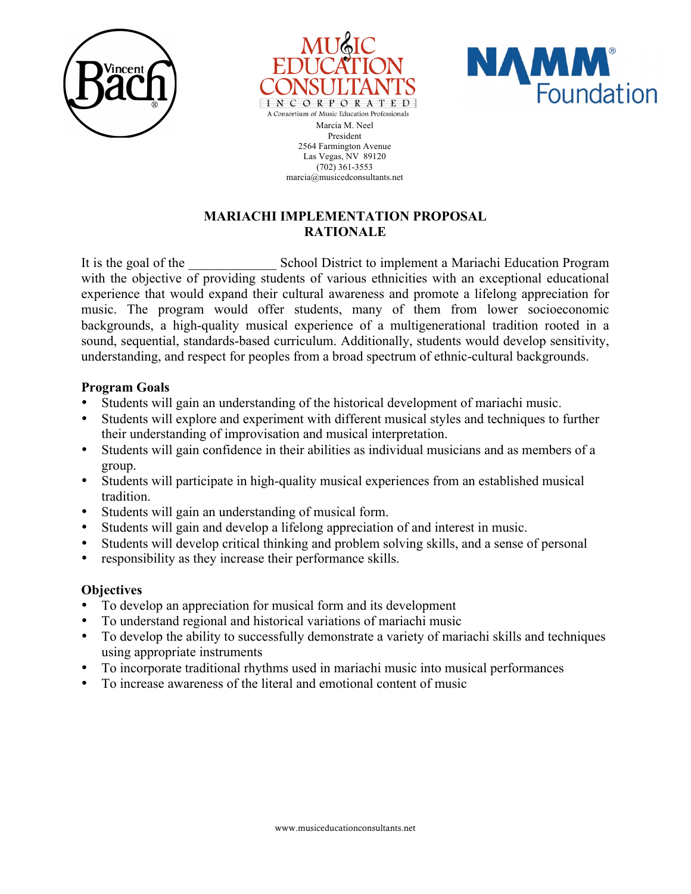MUSIC EDUCATION CONSULTANTS INCORPORATED

A Consortium of Music Education Professionals

Marcia M. Neel
President
2564 Farmington Avenue
Las Vegas, NV 89120
(702) 361-3553
marcia@musicedconsultants.net

# MARIACHI IMPLEMENTATION PROPOSAL
## RATIONALE

It is the goal of the _____________ School District to implement a Mariachi Education Program with the objective of providing students of various ethnicities with an exceptional educational experience that would expand their cultural awareness and promote a lifelong appreciation for music. The program would offer students, many of them from lower socioeconomic backgrounds, a high-quality musical experience of a multigenerational tradition rooted in a sound, sequential, standards-based curriculum. Additionally, students would develop sensitivity, understanding, and respect for peoples from a broad spectrum of ethnic-cultural backgrounds.

### Program Goals

- Students will gain an understanding of the historical development of mariachi music.
- Students will explore and experiment with different musical styles and techniques to further their understanding of improvisation and musical interpretation.
- Students will gain confidence in their abilities as individual musicians and as members of a group.
- Students will participate in high-quality musical experiences from an established musical tradition.
- Students will gain an understanding of musical form.
- Students will gain and develop a lifelong appreciation of and interest in music.
- Students will develop critical thinking and problem solving skills, and a sense of personal
- responsibility as they increase their performance skills.

### Objectives

- To develop an appreciation for musical form and its development
- To understand regional and historical variations of mariachi music
- To develop the ability to successfully demonstrate a variety of mariachi skills and techniques using appropriate instruments
- To incorporate traditional rhythms used in mariachi music into musical performances
- To increase awareness of the literal and emotional content of music

www.musiceducationconsultants.net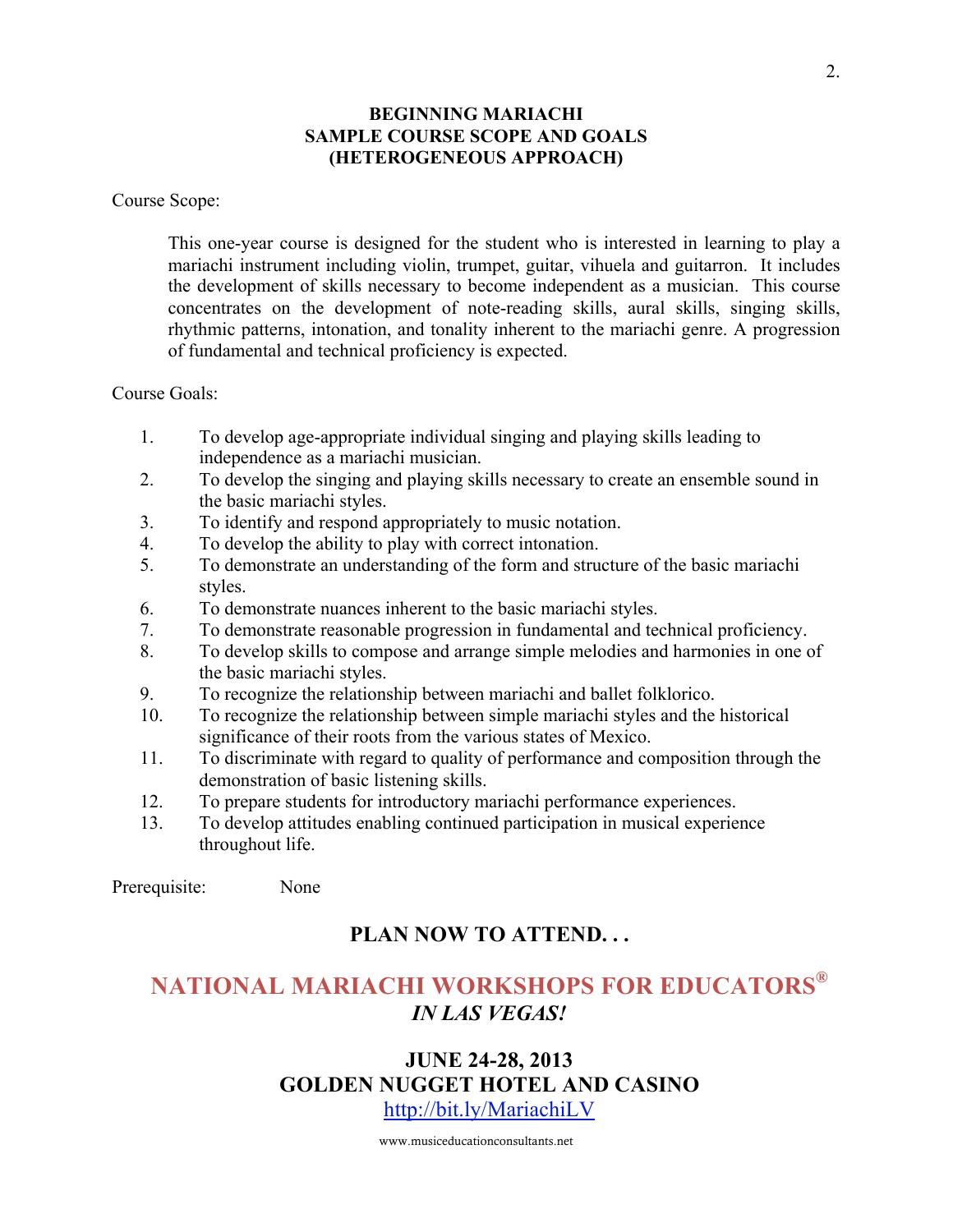# BEGINNING MARIACHI
# SAMPLE COURSE SCOPE AND GOALS
# (HETEROGENEOUS APPROACH)

Course Scope:

> This one-year course is designed for the student who is interested in learning to play a mariachi instrument including violin, trumpet, guitar, vihuela and guitarron. It includes the development of skills necessary to become independent as a musician. This course concentrates on the development of note-reading skills, aural skills, singing skills, rhythmic patterns, intonation, and tonality inherent to the mariachi genre. A progression of fundamental and technical proficiency is expected.

Course Goals:

1. To develop age-appropriate individual singing and playing skills leading to independence as a mariachi musician.
2. To develop the singing and playing skills necessary to create an ensemble sound in the basic mariachi styles.
3. To identify and respond appropriately to music notation.
4. To develop the ability to play with correct intonation.
5. To demonstrate an understanding of the form and structure of the basic mariachi styles.
6. To demonstrate nuances inherent to the basic mariachi styles.
7. To demonstrate reasonable progression in fundamental and technical proficiency.
8. To develop skills to compose and arrange simple melodies and harmonies in one of the basic mariachi styles.
9. To recognize the relationship between mariachi and ballet folklorico.
10. To recognize the relationship between simple mariachi styles and the historical significance of their roots from the various states of Mexico.
11. To discriminate with regard to quality of performance and composition through the demonstration of basic listening skills.
12. To prepare students for introductory mariachi performance experiences.
13. To develop attitudes enabling continued participation in musical experience throughout life.

Prerequisite: None

## PLAN NOW TO ATTEND. . .

## NATIONAL MARIACHI WORKSHOPS FOR EDUCATORS®
***IN LAS VEGAS!***

## JUNE 24-28, 2013
## GOLDEN NUGGET HOTEL AND CASINO

http://bit.ly/MariachiLV

www.musiceducationconsultants.net